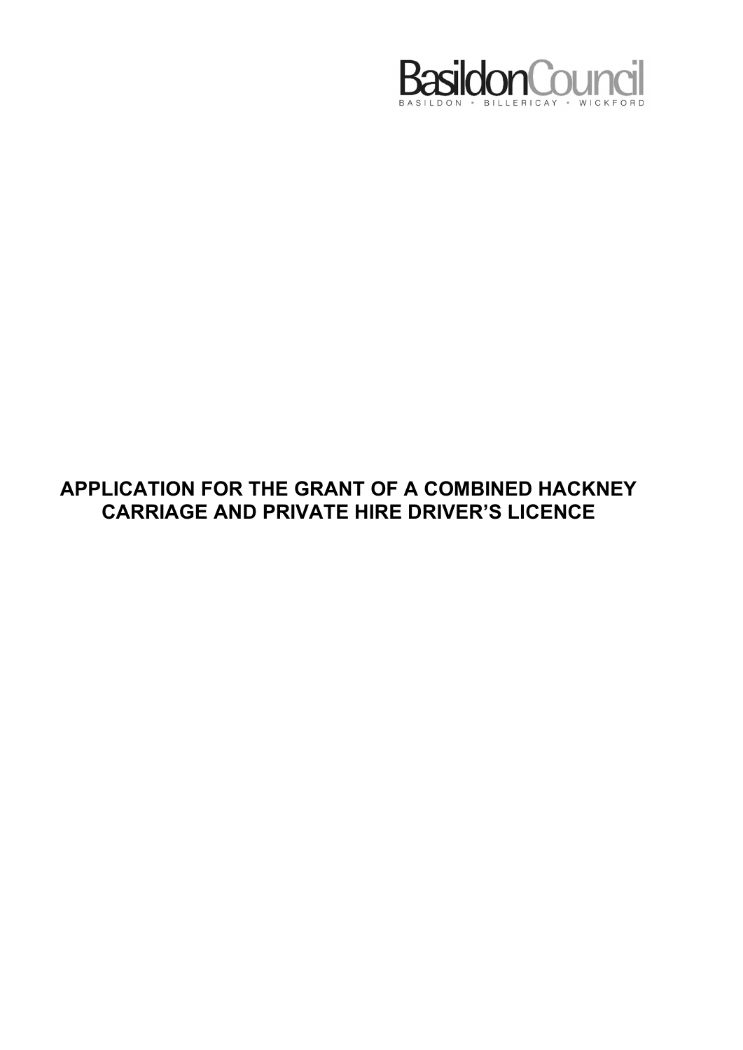BasildonCouncil

BASILDON • BILLERICAY • WICKFORD

# APPLICATION FOR THE GRANT OF A COMBINED HACKNEY CARRIAGE AND PRIVATE HIRE DRIVER'S LICENCE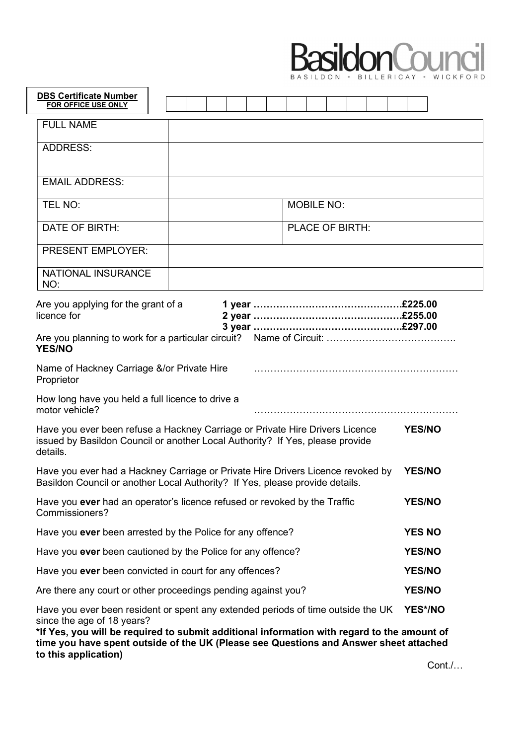**Basildon Council**
BASILDON • BILLERICAY • WICKFORD

| **DBS Certificate Number** **FOR OFFICE USE ONLY** | | | | | | | | | | | | | |
|---|---|---|---|---|---|---|---|---|---|---|---|---|---|

| FULL NAME | | | |
|---|---|---|---|
| ADDRESS: | | | |
| EMAIL ADDRESS: | | | |
| TEL NO: | | MOBILE NO: | |
| DATE OF BIRTH: | | PLACE OF BIRTH: | |
| PRESENT EMPLOYER: | | | |
| NATIONAL INSURANCE NO: | | | |

Are you applying for the grant of a licence for

**1 year ……………………………………….£225.00**
**2 year ……………………………………….£255.00**
**3 year ……………………………………….£297.00**

Are you planning to work for a particular circuit? **YES/NO** Name of Circuit: ………………………………….

Name of Hackney Carriage &/or Private Hire Proprietor ………………………………………………………

How long have you held a full licence to drive a motor vehicle? ………………………………………………………

Have you ever been refuse a Hackney Carriage or Private Hire Drivers Licence issued by Basildon Council or another Local Authority? If Yes, please provide details. **YES/NO**

Have you ever had a Hackney Carriage or Private Hire Drivers Licence revoked by Basildon Council or another Local Authority? If Yes, please provide details. **YES/NO**

Have you **ever** had an operator's licence refused or revoked by the Traffic Commissioners? **YES/NO**

Have you **ever** been arrested by the Police for any offence? **YES NO**

Have you **ever** been cautioned by the Police for any offence? **YES/NO**

Have you **ever** been convicted in court for any offences? **YES/NO**

Are there any court or other proceedings pending against you? **YES/NO**

Have you ever been resident or spent any extended periods of time outside the UK since the age of 18 years? **YES*/NO**

***If Yes, you will be required to submit additional information with regard to the amount of time you have spent outside of the UK (Please see Questions and Answer sheet attached to this application)**

Cont./…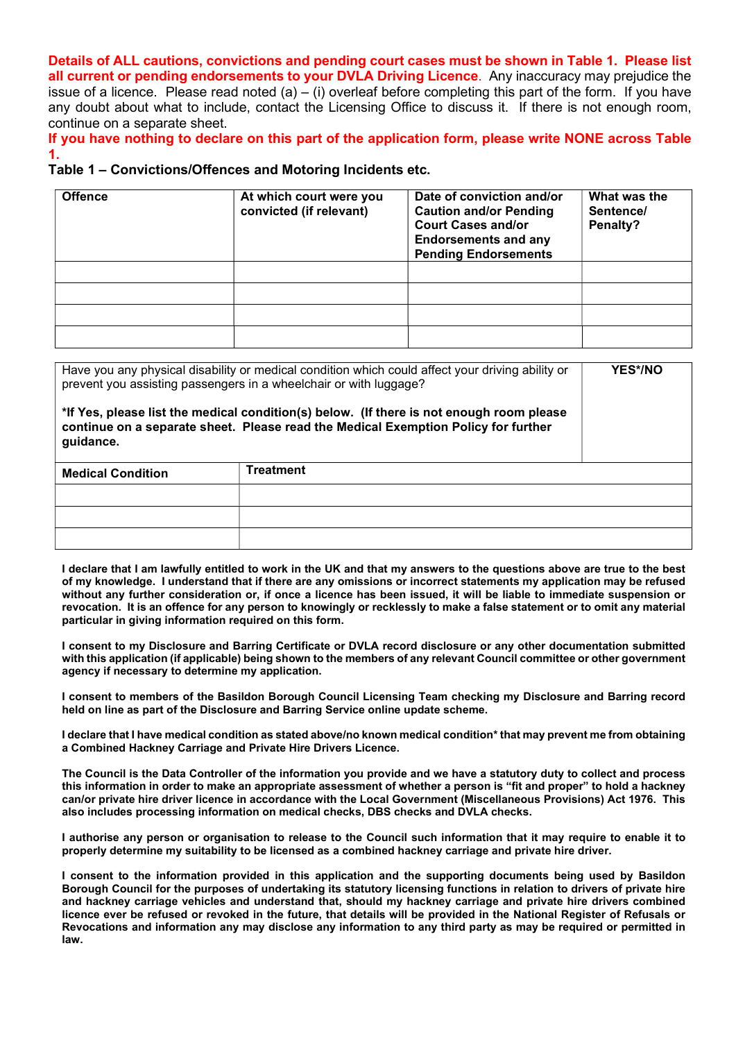**Details of ALL cautions, convictions and pending court cases must be shown in Table 1. Please list all current or pending endorsements to your DVLA Driving Licence**. Any inaccuracy may prejudice the issue of a licence. Please read noted (a) – (i) overleaf before completing this part of the form. If you have any doubt about what to include, contact the Licensing Office to discuss it. If there is not enough room, continue on a separate sheet.

**If you have nothing to declare on this part of the application form, please write NONE across Table 1.**

**Table 1 – Convictions/Offences and Motoring Incidents etc.**

| Offence | At which court were you convicted (if relevant) | Date of conviction and/or Caution and/or Pending Court Cases and/or Endorsements and any Pending Endorsements | What was the Sentence/ Penalty? |
|---|---|---|---|
| | | | |
| | | | |
| | | | |
| | | | |

| Have you any physical disability or medical condition which could affect your driving ability or prevent you assisting passengers in a wheelchair or with luggage?<br><br>**\*If Yes, please list the medical condition(s) below. (If there is not enough room please continue on a separate sheet. Please read the Medical Exemption Policy for further guidance.** | **YES\*/NO** |
|---|---|
| **Medical Condition** | **Treatment** |
| | |
| | |
| | |

**I declare that I am lawfully entitled to work in the UK and that my answers to the questions above are true to the best of my knowledge. I understand that if there are any omissions or incorrect statements my application may be refused without any further consideration or, if once a licence has been issued, it will be liable to immediate suspension or revocation. It is an offence for any person to knowingly or recklessly to make a false statement or to omit any material particular in giving information required on this form.**

**I consent to my Disclosure and Barring Certificate or DVLA record disclosure or any other documentation submitted with this application (if applicable) being shown to the members of any relevant Council committee or other government agency if necessary to determine my application.**

**I consent to members of the Basildon Borough Council Licensing Team checking my Disclosure and Barring record held on line as part of the Disclosure and Barring Service online update scheme.**

**I declare that I have medical condition as stated above/no known medical condition\* that may prevent me from obtaining a Combined Hackney Carriage and Private Hire Drivers Licence.**

**The Council is the Data Controller of the information you provide and we have a statutory duty to collect and process this information in order to make an appropriate assessment of whether a person is "fit and proper" to hold a hackney can/or private hire driver licence in accordance with the Local Government (Miscellaneous Provisions) Act 1976. This also includes processing information on medical checks, DBS checks and DVLA checks.**

**I authorise any person or organisation to release to the Council such information that it may require to enable it to properly determine my suitability to be licensed as a combined hackney carriage and private hire driver.**

**I consent to the information provided in this application and the supporting documents being used by Basildon Borough Council for the purposes of undertaking its statutory licensing functions in relation to drivers of private hire and hackney carriage vehicles and understand that, should my hackney carriage and private hire drivers combined licence ever be refused or revoked in the future, that details will be provided in the National Register of Refusals or Revocations and information any may disclose any information to any third party as may be required or permitted in law.**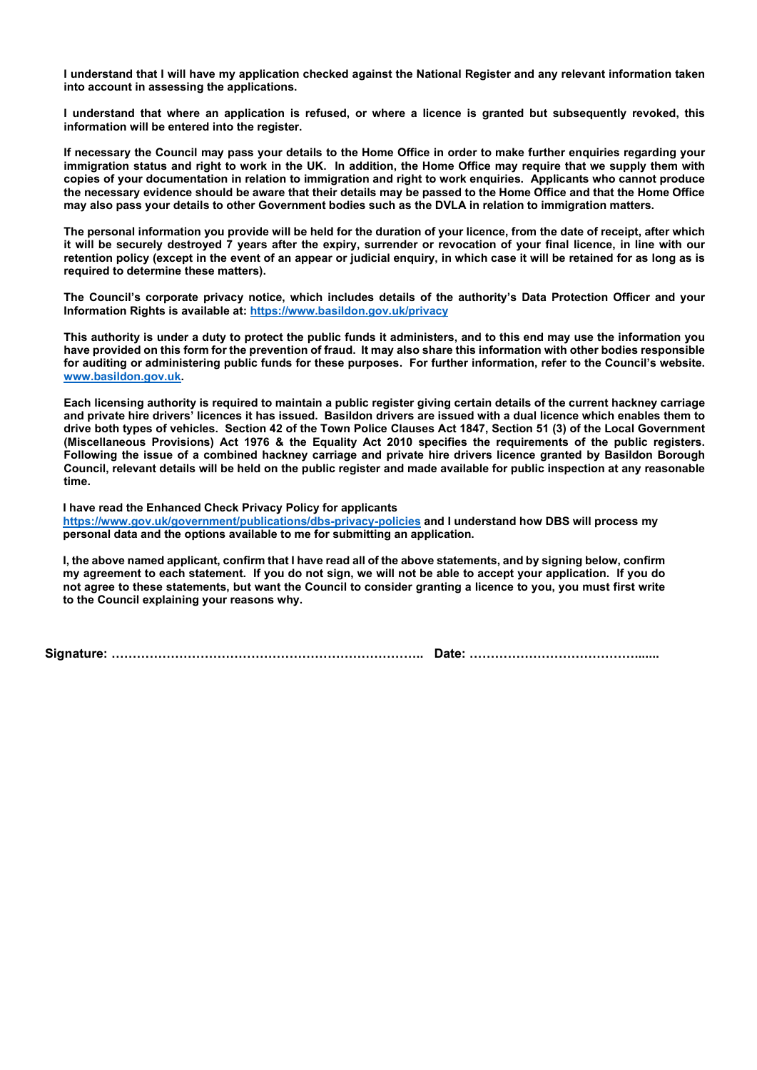**I understand that I will have my application checked against the National Register and any relevant information taken into account in assessing the applications.**

**I understand that where an application is refused, or where a licence is granted but subsequently revoked, this information will be entered into the register.**

**If necessary the Council may pass your details to the Home Office in order to make further enquiries regarding your immigration status and right to work in the UK. In addition, the Home Office may require that we supply them with copies of your documentation in relation to immigration and right to work enquiries. Applicants who cannot produce the necessary evidence should be aware that their details may be passed to the Home Office and that the Home Office may also pass your details to other Government bodies such as the DVLA in relation to immigration matters.**

**The personal information you provide will be held for the duration of your licence, from the date of receipt, after which it will be securely destroyed 7 years after the expiry, surrender or revocation of your final licence, in line with our retention policy (except in the event of an appear or judicial enquiry, in which case it will be retained for as long as is required to determine these matters).**

**The Council's corporate privacy notice, which includes details of the authority's Data Protection Officer and your Information Rights is available at: [https://www.basildon.gov.uk/privacy](https://www.basildon.gov.uk/privacy)**

**This authority is under a duty to protect the public funds it administers, and to this end may use the information you have provided on this form for the prevention of fraud. It may also share this information with other bodies responsible for auditing or administering public funds for these purposes. For further information, refer to the Council's website. [www.basildon.gov.uk](www.basildon.gov.uk).**

**Each licensing authority is required to maintain a public register giving certain details of the current hackney carriage and private hire drivers' licences it has issued. Basildon drivers are issued with a dual licence which enables them to drive both types of vehicles. Section 42 of the Town Police Clauses Act 1847, Section 51 (3) of the Local Government (Miscellaneous Provisions) Act 1976 & the Equality Act 2010 specifies the requirements of the public registers. Following the issue of a combined hackney carriage and private hire drivers licence granted by Basildon Borough Council, relevant details will be held on the public register and made available for public inspection at any reasonable time.**

**I have read the Enhanced Check Privacy Policy for applicants [https://www.gov.uk/government/publications/dbs-privacy-policies](https://www.gov.uk/government/publications/dbs-privacy-policies) and I understand how DBS will process my personal data and the options available to me for submitting an application.**

**I, the above named applicant, confirm that I have read all of the above statements, and by signing below, confirm my agreement to each statement. If you do not sign, we will not be able to accept your application. If you do not agree to these statements, but want the Council to consider granting a licence to you, you must first write to the Council explaining your reasons why.**

**Signature: ……………………………………………………………….. Date: ……………………………………......**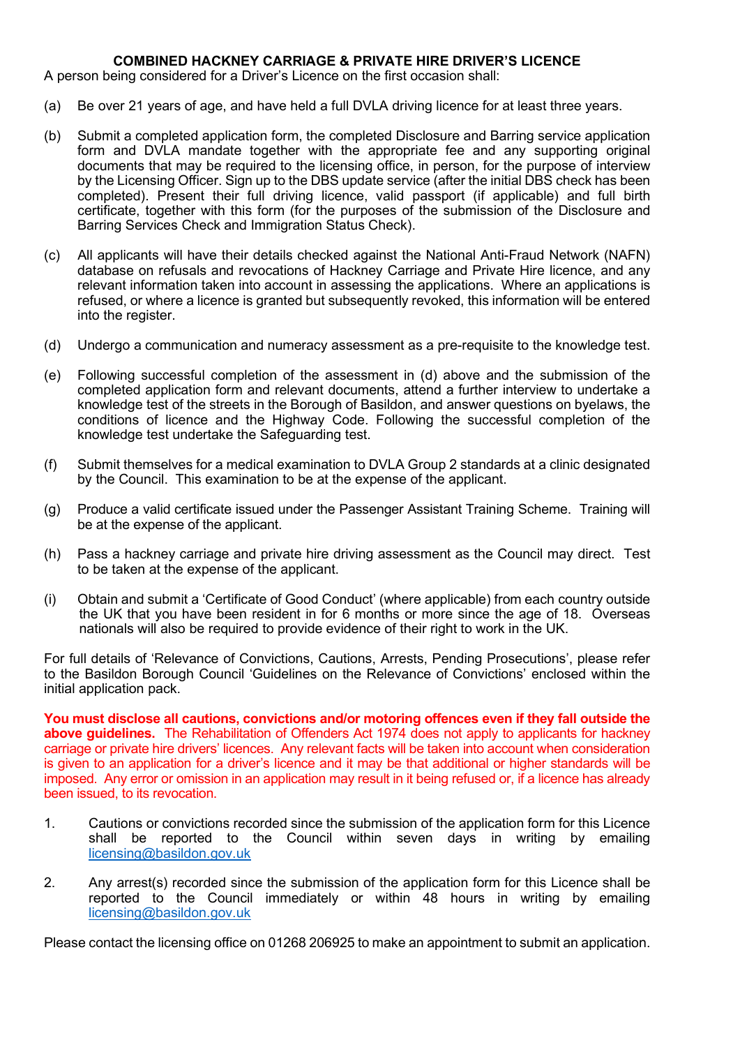## COMBINED HACKNEY CARRIAGE & PRIVATE HIRE DRIVER'S LICENCE

A person being considered for a Driver's Licence on the first occasion shall:

(a) Be over 21 years of age, and have held a full DVLA driving licence for at least three years.

(b) Submit a completed application form, the completed Disclosure and Barring service application form and DVLA mandate together with the appropriate fee and any supporting original documents that may be required to the licensing office, in person, for the purpose of interview by the Licensing Officer. Sign up to the DBS update service (after the initial DBS check has been completed). Present their full driving licence, valid passport (if applicable) and full birth certificate, together with this form (for the purposes of the submission of the Disclosure and Barring Services Check and Immigration Status Check).

(c) All applicants will have their details checked against the National Anti-Fraud Network (NAFN) database on refusals and revocations of Hackney Carriage and Private Hire licence, and any relevant information taken into account in assessing the applications. Where an applications is refused, or where a licence is granted but subsequently revoked, this information will be entered into the register.

(d) Undergo a communication and numeracy assessment as a pre-requisite to the knowledge test.

(e) Following successful completion of the assessment in (d) above and the submission of the completed application form and relevant documents, attend a further interview to undertake a knowledge test of the streets in the Borough of Basildon, and answer questions on byelaws, the conditions of licence and the Highway Code. Following the successful completion of the knowledge test undertake the Safeguarding test.

(f) Submit themselves for a medical examination to DVLA Group 2 standards at a clinic designated by the Council. This examination to be at the expense of the applicant.

(g) Produce a valid certificate issued under the Passenger Assistant Training Scheme. Training will be at the expense of the applicant.

(h) Pass a hackney carriage and private hire driving assessment as the Council may direct. Test to be taken at the expense of the applicant.

(i) Obtain and submit a 'Certificate of Good Conduct' (where applicable) from each country outside the UK that you have been resident in for 6 months or more since the age of 18. Overseas nationals will also be required to provide evidence of their right to work in the UK.

For full details of 'Relevance of Convictions, Cautions, Arrests, Pending Prosecutions', please refer to the Basildon Borough Council 'Guidelines on the Relevance of Convictions' enclosed within the initial application pack.

**You must disclose all cautions, convictions and/or motoring offences even if they fall outside the above guidelines.** The Rehabilitation of Offenders Act 1974 does not apply to applicants for hackney carriage or private hire drivers' licences. Any relevant facts will be taken into account when consideration is given to an application for a driver's licence and it may be that additional or higher standards will be imposed. Any error or omission in an application may result in it being refused or, if a licence has already been issued, to its revocation.

1. Cautions or convictions recorded since the submission of the application form for this Licence shall be reported to the Council within seven days in writing by emailing licensing@basildon.gov.uk

2. Any arrest(s) recorded since the submission of the application form for this Licence shall be reported to the Council immediately or within 48 hours in writing by emailing licensing@basildon.gov.uk

Please contact the licensing office on 01268 206925 to make an appointment to submit an application.